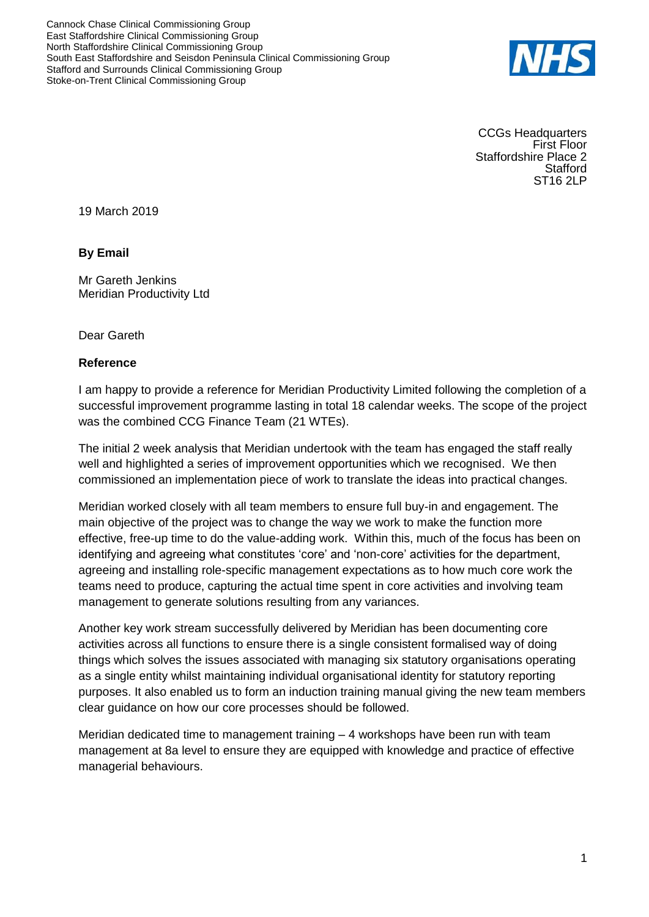Cannock Chase Clinical Commissioning Group
East Staffordshire Clinical Commissioning Group
North Staffordshire Clinical Commissioning Group
South East Staffordshire and Seisdon Peninsula Clinical Commissioning Group
Stafford and Surrounds Clinical Commissioning Group
Stoke-on-Trent Clinical Commissioning Group

NHS

CCGs Headquarters
First Floor
Staffordshire Place 2
Stafford
ST16 2LP

19 March 2019

**By Email**

Mr Gareth Jenkins
Meridian Productivity Ltd

Dear Gareth

**Reference**

I am happy to provide a reference for Meridian Productivity Limited following the completion of a successful improvement programme lasting in total 18 calendar weeks. The scope of the project was the combined CCG Finance Team (21 WTEs).

The initial 2 week analysis that Meridian undertook with the team has engaged the staff really well and highlighted a series of improvement opportunities which we recognised. We then commissioned an implementation piece of work to translate the ideas into practical changes.

Meridian worked closely with all team members to ensure full buy-in and engagement. The main objective of the project was to change the way we work to make the function more effective, free-up time to do the value-adding work. Within this, much of the focus has been on identifying and agreeing what constitutes 'core' and 'non-core' activities for the department, agreeing and installing role-specific management expectations as to how much core work the teams need to produce, capturing the actual time spent in core activities and involving team management to generate solutions resulting from any variances.

Another key work stream successfully delivered by Meridian has been documenting core activities across all functions to ensure there is a single consistent formalised way of doing things which solves the issues associated with managing six statutory organisations operating as a single entity whilst maintaining individual organisational identity for statutory reporting purposes. It also enabled us to form an induction training manual giving the new team members clear guidance on how our core processes should be followed.

Meridian dedicated time to management training – 4 workshops have been run with team management at 8a level to ensure they are equipped with knowledge and practice of effective managerial behaviours.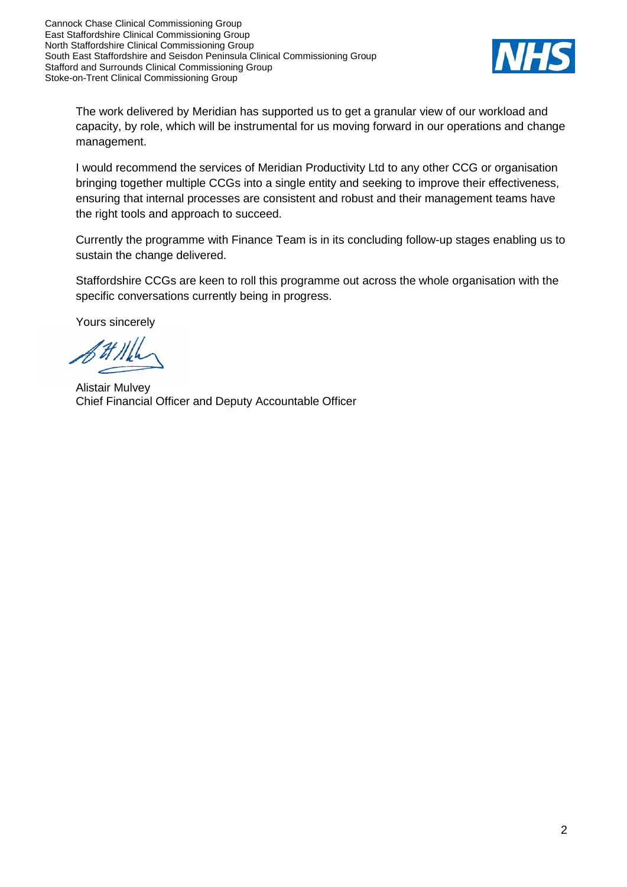Cannock Chase Clinical Commissioning Group
East Staffordshire Clinical Commissioning Group
North Staffordshire Clinical Commissioning Group
South East Staffordshire and Seisdon Peninsula Clinical Commissioning Group
Stafford and Surrounds Clinical Commissioning Group
Stoke-on-Trent Clinical Commissioning Group

The work delivered by Meridian has supported us to get a granular view of our workload and capacity, by role, which will be instrumental for us moving forward in our operations and change management.

I would recommend the services of Meridian Productivity Ltd to any other CCG or organisation bringing together multiple CCGs into a single entity and seeking to improve their effectiveness, ensuring that internal processes are consistent and robust and their management teams have the right tools and approach to succeed.

Currently the programme with Finance Team is in its concluding follow-up stages enabling us to sustain the change delivered.

Staffordshire CCGs are keen to roll this programme out across the whole organisation with the specific conversations currently being in progress.

Yours sincerely

Alistair Mulvey
Chief Financial Officer and Deputy Accountable Officer